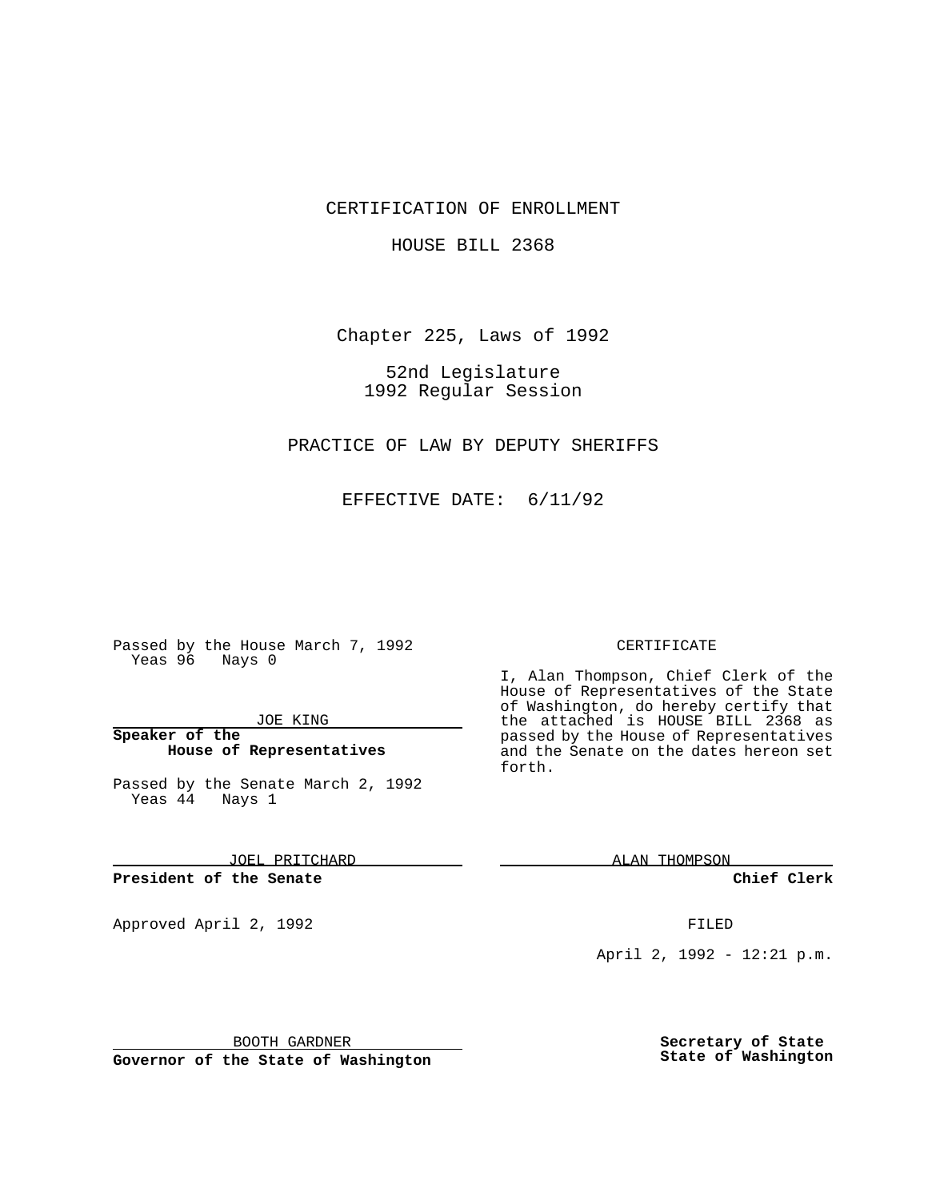CERTIFICATION OF ENROLLMENT

HOUSE BILL 2368

Chapter 225, Laws of 1992

52nd Legislature
1992 Regular Session

PRACTICE OF LAW BY DEPUTY SHERIFFS

EFFECTIVE DATE: 6/11/92

Passed by the House March 7, 1992
Yeas 96 Nays 0

JOE KING

**Speaker of the House of Representatives**

Passed by the Senate March 2, 1992
Yeas 44 Nays 1

JOEL PRITCHARD

**President of the Senate**

Approved April 2, 1992

BOOTH GARDNER

**Governor of the State of Washington**

CERTIFICATE

I, Alan Thompson, Chief Clerk of the House of Representatives of the State of Washington, do hereby certify that the attached is HOUSE BILL 2368 as passed by the House of Representatives and the Senate on the dates hereon set forth.

ALAN THOMPSON

**Chief Clerk**

FILED

April 2, 1992 - 12:21 p.m.

**Secretary of State**
**State of Washington**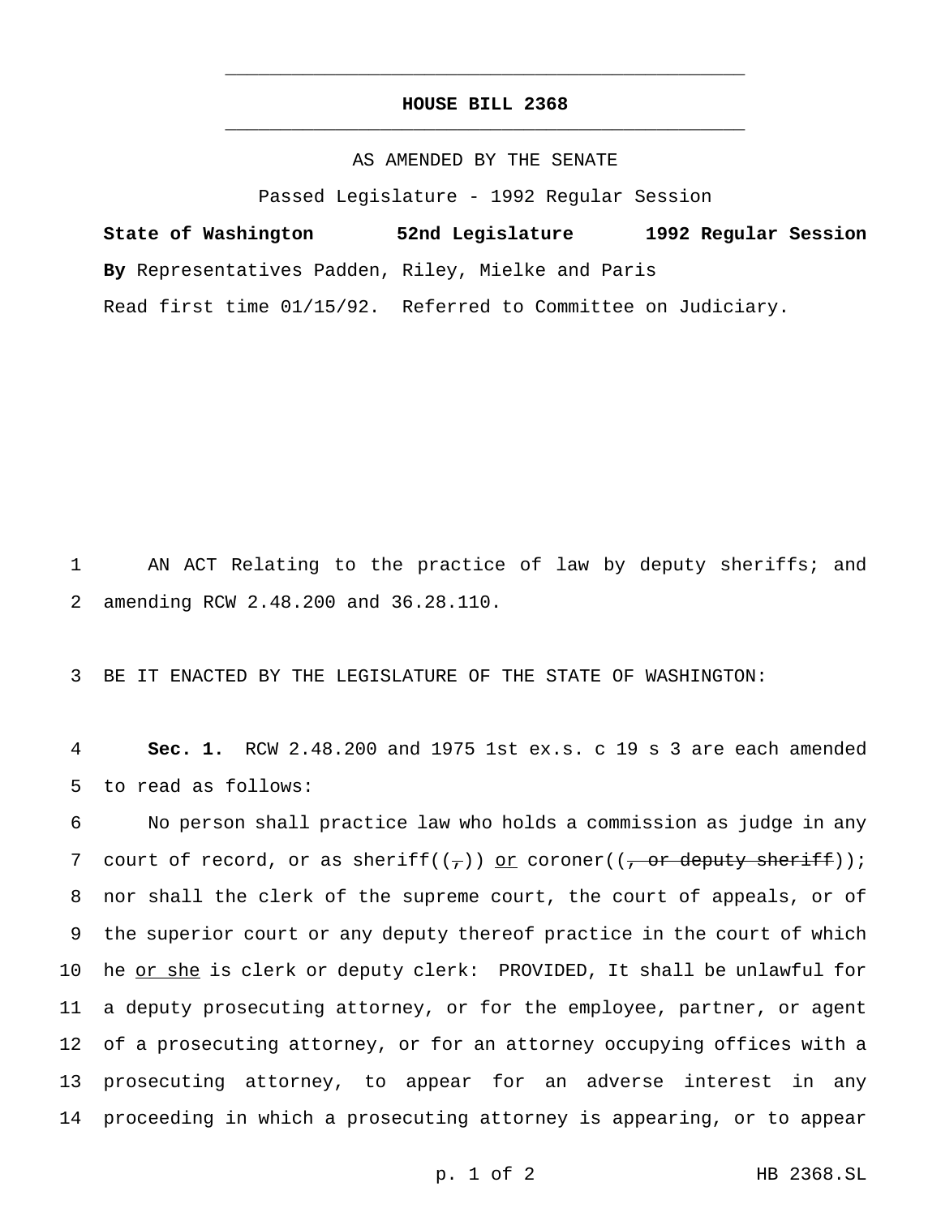# HOUSE BILL 2368

AS AMENDED BY THE SENATE

Passed Legislature - 1992 Regular Session

**State of Washington 52nd Legislature 1992 Regular Session**

**By** Representatives Padden, Riley, Mielke and Paris

Read first time 01/15/92. Referred to Committee on Judiciary.

1 AN ACT Relating to the practice of law by deputy sheriffs; and
2 amending RCW 2.48.200 and 36.28.110.

3 BE IT ENACTED BY THE LEGISLATURE OF THE STATE OF WASHINGTON:

4 **Sec. 1.** RCW 2.48.200 and 1975 1st ex.s. c 19 s 3 are each amended
5 to read as follows:

6 No person shall practice law who holds a commission as judge in any
7 court of record, or as sheriff((~~,~~)) <u>or</u> coroner((~~, or deputy sheriff~~));
8 nor shall the clerk of the supreme court, the court of appeals, or of
9 the superior court or any deputy thereof practice in the court of which
10 he <u>or she</u> is clerk or deputy clerk: PROVIDED, It shall be unlawful for
11 a deputy prosecuting attorney, or for the employee, partner, or agent
12 of a prosecuting attorney, or for an attorney occupying offices with a
13 prosecuting attorney, to appear for an adverse interest in any
14 proceeding in which a prosecuting attorney is appearing, or to appear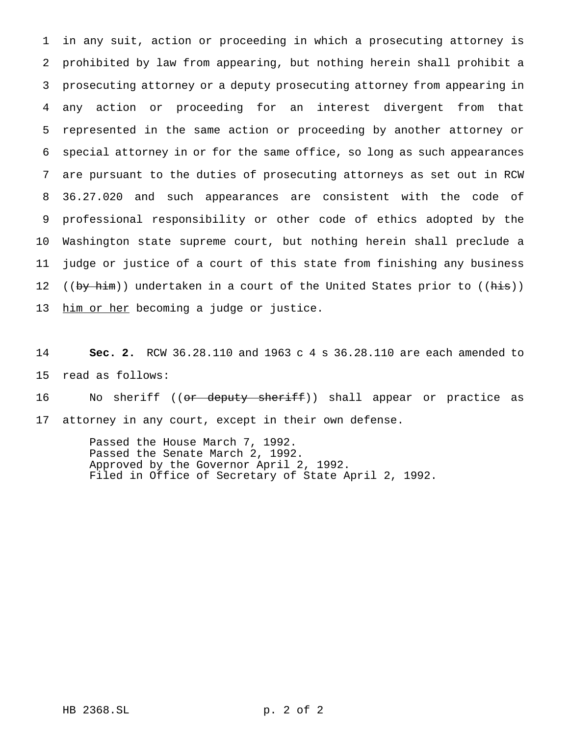in any suit, action or proceeding in which a prosecuting attorney is prohibited by law from appearing, but nothing herein shall prohibit a prosecuting attorney or a deputy prosecuting attorney from appearing in any action or proceeding for an interest divergent from that represented in the same action or proceeding by another attorney or special attorney in or for the same office, so long as such appearances are pursuant to the duties of prosecuting attorneys as set out in RCW 36.27.020 and such appearances are consistent with the code of professional responsibility or other code of ethics adopted by the Washington state supreme court, but nothing herein shall preclude a judge or justice of a court of this state from finishing any business ((~~by him~~)) undertaken in a court of the United States prior to ((~~his~~)) <u>him or her</u> becoming a judge or justice.

**Sec. 2.** RCW 36.28.110 and 1963 c 4 s 36.28.110 are each amended to read as follows:

No sheriff ((~~or deputy sheriff~~)) shall appear or practice as attorney in any court, except in their own defense.

Passed the House March 7, 1992.
Passed the Senate March 2, 1992.
Approved by the Governor April 2, 1992.
Filed in Office of Secretary of State April 2, 1992.